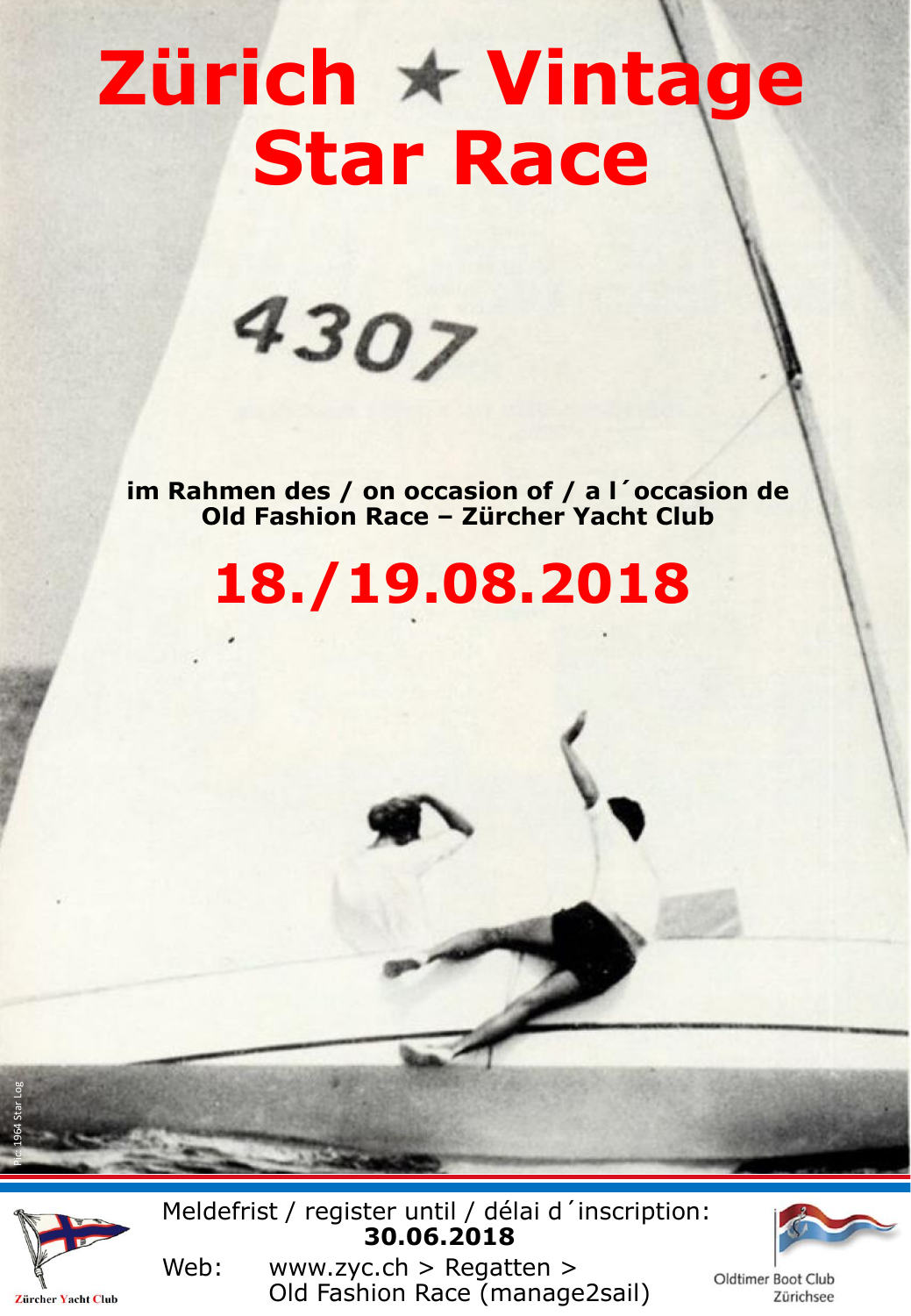# Zürich ★ Vintage Star Race

4307

**im Rahmen des / on occasion of / a l´occasion de**
**Old Fashion Race – Zürcher Yacht Club**

## 18./19.08.2018

Pic 1964 Star Log

Meldefrist / register until / délai d´inscription:
**30.06.2018**

Web: www.zyc.ch > Regatten > Old Fashion Race (manage2sail)

Zürcher Yacht Club

Oldtimer Boot Club Zürichsee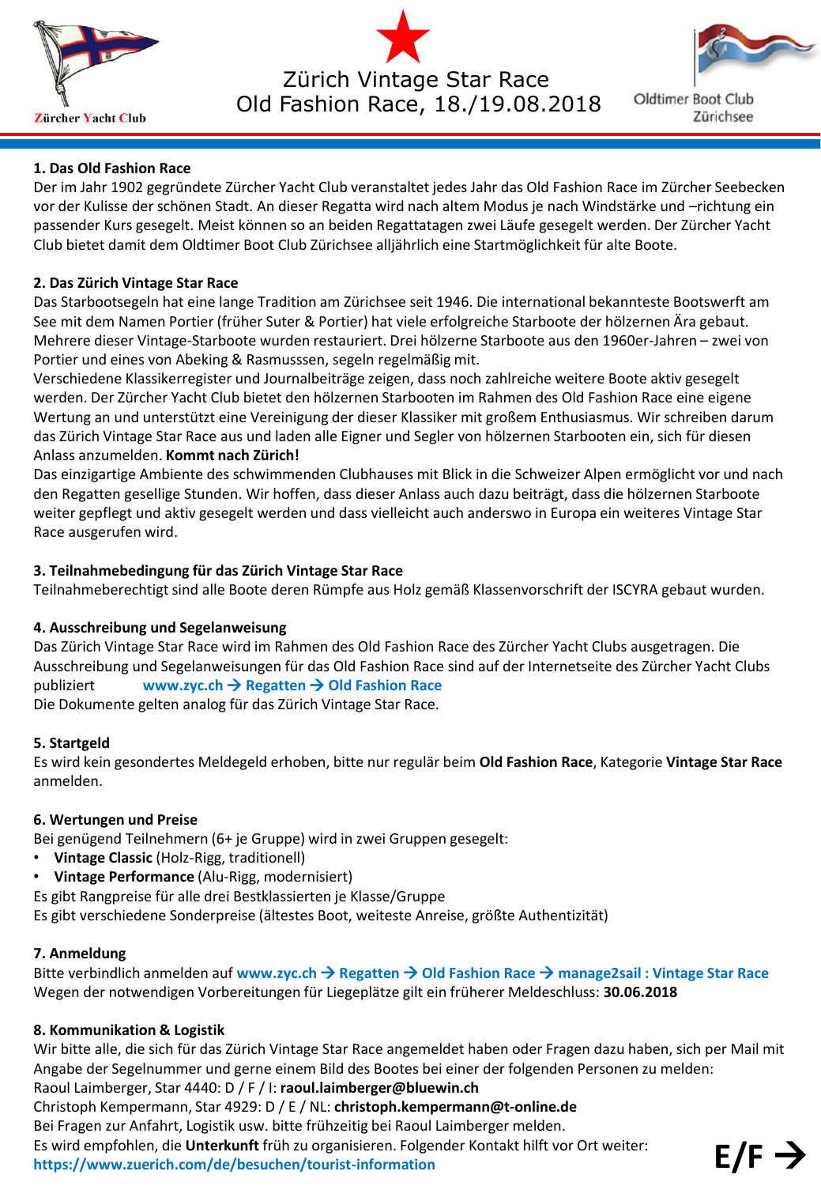Zürcher Yacht Club

# Zürich Vintage Star Race
# Old Fashion Race, 18./19.08.2018

Oldtimer Boot Club Zürichsee

## 1. Das Old Fashion Race

Der im Jahr 1902 gegründete Zürcher Yacht Club veranstaltet jedes Jahr das Old Fashion Race im Zürcher Seebecken vor der Kulisse der schönen Stadt. An dieser Regatta wird nach altem Modus je nach Windstärke und –richtung ein passender Kurs gesegelt. Meist können so an beiden Regattatagen zwei Läufe gesegelt werden. Der Zürcher Yacht Club bietet damit dem Oldtimer Boot Club Zürichsee alljährlich eine Startmöglichkeit für alte Boote.

## 2. Das Zürich Vintage Star Race

Das Starbootsegeln hat eine lange Tradition am Zürichsee seit 1946. Die international bekannteste Bootswerft am See mit dem Namen Portier (früher Suter & Portier) hat viele erfolgreiche Starboote der hölzernen Ära gebaut. Mehrere dieser Vintage-Starboote wurden restauriert. Drei hölzerne Starboote aus den 1960er-Jahren – zwei von Portier und eines von Abeking & Rasmusssen, segeln regelmäßig mit.
Verschiedene Klassikerregister und Journalbeiträge zeigen, dass noch zahlreiche weitere Boote aktiv gesegelt werden. Der Zürcher Yacht Club bietet den hölzernen Starbooten im Rahmen des Old Fashion Race eine eigene Wertung an und unterstützt eine Vereinigung der dieser Klassiker mit großem Enthusiasmus. Wir schreiben darum das Zürich Vintage Star Race aus und laden alle Eigner und Segler von hölzernen Starbooten ein, sich für diesen Anlass anzumelden. **Kommt nach Zürich!**
Das einzigartige Ambiente des schwimmenden Clubhauses mit Blick in die Schweizer Alpen ermöglicht vor und nach den Regatten gesellige Stunden. Wir hoffen, dass dieser Anlass auch dazu beiträgt, dass die hölzernen Starboote weiter gepflegt und aktiv gesegelt werden und dass vielleicht auch anderswo in Europa ein weiteres Vintage Star Race ausgerufen wird.

## 3. Teilnahmebedingung für das Zürich Vintage Star Race

Teilnahmeberechtigt sind alle Boote deren Rümpfe aus Holz gemäß Klassenvorschrift der ISCYRA gebaut wurden.

## 4. Ausschreibung und Segelanweisung

Das Zürich Vintage Star Race wird im Rahmen des Old Fashion Race des Zürcher Yacht Clubs ausgetragen. Die Ausschreibung und Segelanweisungen für das Old Fashion Race sind auf der Internetseite des Zürcher Yacht Clubs publiziert **www.zyc.ch → Regatten → Old Fashion Race**
Die Dokumente gelten analog für das Zürich Vintage Star Race.

## 5. Startgeld

Es wird kein gesondertes Meldegeld erhoben, bitte nur regulär beim **Old Fashion Race**, Kategorie **Vintage Star Race** anmelden.

## 6. Wertungen und Preise

Bei genügend Teilnehmern (6+ je Gruppe) wird in zwei Gruppen gesegelt:

- **Vintage Classic** (Holz-Rigg, traditionell)
- **Vintage Performance** (Alu-Rigg, modernisiert)

Es gibt Rangpreise für alle drei Bestklassierten je Klasse/Gruppe
Es gibt verschiedene Sonderpreise (ältestes Boot, weiteste Anreise, größte Authentizität)

## 7. Anmeldung

Bitte verbindlich anmelden auf **www.zyc.ch → Regatten → Old Fashion Race → manage2sail : Vintage Star Race**
Wegen der notwendigen Vorbereitungen für Liegeplätze gilt ein früherer Meldeschluss: **30.06.2018**

## 8. Kommunikation & Logistik

Wir bitte alle, die sich für das Zürich Vintage Star Race angemeldet haben oder Fragen dazu haben, sich per Mail mit Angabe der Segelnummer und gerne einem Bild des Bootes bei einer der folgenden Personen zu melden:
Raoul Laimberger, Star 4440: D / F / I: **raoul.laimberger@bluewin.ch**
Christoph Kempermann, Star 4929: D / E / NL: **christoph.kempermann@t-online.de**
Bei Fragen zur Anfahrt, Logistik usw. bitte frühzeitig bei Raoul Laimberger melden.
Es wird empfohlen, die **Unterkunft** früh zu organisieren. Folgender Kontakt hilft vor Ort weiter:
**https://www.zuerich.com/de/besuchen/tourist-information**

**E/F →**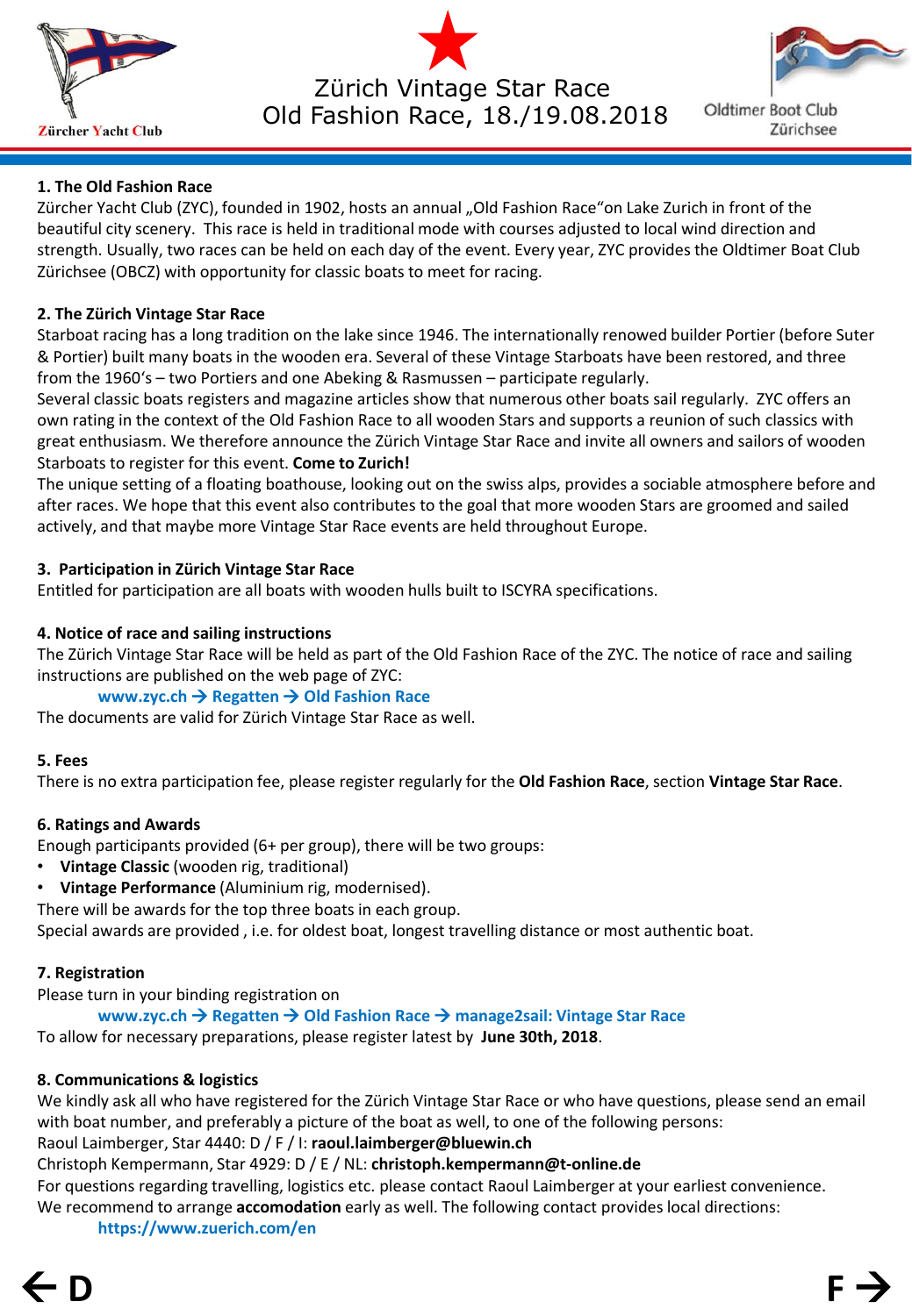Zürcher Yacht Club

# Zürich Vintage Star Race
# Old Fashion Race, 18./19.08.2018

Oldtimer Boot Club Zürichsee

## 1. The Old Fashion Race

Zürcher Yacht Club (ZYC), founded in 1902, hosts an annual „Old Fashion Race"on Lake Zurich in front of the beautiful city scenery. This race is held in traditional mode with courses adjusted to local wind direction and strength. Usually, two races can be held on each day of the event. Every year, ZYC provides the Oldtimer Boat Club Zürichsee (OBCZ) with opportunity for classic boats to meet for racing.

## 2. The Zürich Vintage Star Race

Starboat racing has a long tradition on the lake since 1946. The internationally renowned builder Portier (before Suter & Portier) built many boats in the wooden era. Several of these Vintage Starboats have been restored, and three from the 1960's – two Portiers and one Abeking & Rasmussen – participate regularly.

Several classic boats registers and magazine articles show that numerous other boats sail regularly. ZYC offers an own rating in the context of the Old Fashion Race to all wooden Stars and supports a reunion of such classics with great enthusiasm. We therefore announce the Zürich Vintage Star Race and invite all owners and sailors of wooden Starboats to register for this event. **Come to Zurich!**

The unique setting of a floating boathouse, looking out on the swiss alps, provides a sociable atmosphere before and after races. We hope that this event also contributes to the goal that more wooden Stars are groomed and sailed actively, and that maybe more Vintage Star Race events are held throughout Europe.

## 3. Participation in Zürich Vintage Star Race

Entitled for participation are all boats with wooden hulls built to ISCYRA specifications.

## 4. Notice of race and sailing instructions

The Zürich Vintage Star Race will be held as part of the Old Fashion Race of the ZYC. The notice of race and sailing instructions are published on the web page of ZYC:

**www.zyc.ch → Regatten → Old Fashion Race**

The documents are valid for Zürich Vintage Star Race as well.

## 5. Fees

There is no extra participation fee, please register regularly for the **Old Fashion Race**, section **Vintage Star Race**.

## 6. Ratings and Awards

Enough participants provided (6+ per group), there will be two groups:

- **Vintage Classic** (wooden rig, traditional)
- **Vintage Performance** (Aluminium rig, modernised).

There will be awards for the top three boats in each group.

Special awards are provided , i.e. for oldest boat, longest travelling distance or most authentic boat.

## 7. Registration

Please turn in your binding registration on

**www.zyc.ch → Regatten → Old Fashion Race → manage2sail: Vintage Star Race**

To allow for necessary preparations, please register latest by **June 30th, 2018**.

## 8. Communications & logistics

We kindly ask all who have registered for the Zürich Vintage Star Race or who have questions, please send an email with boat number, and preferably a picture of the boat as well, to one of the following persons:

Raoul Laimberger, Star 4440: D / F / I: **raoul.laimberger@bluewin.ch**

Christoph Kempermann, Star 4929: D / E / NL: **christoph.kempermann@t-online.de**

For questions regarding travelling, logistics etc. please contact Raoul Laimberger at your earliest convenience.

We recommend to arrange **accomodation** early as well. The following contact provides local directions:

**https://www.zuerich.com/en**

← D F →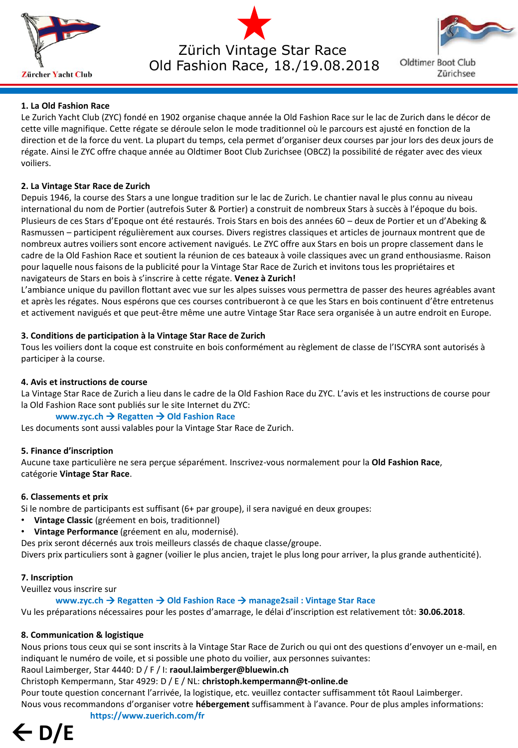Zürcher Yacht Club

# Zürich Vintage Star Race
# Old Fashion Race, 18./19.08.2018

Oldtimer Boot Club Zürichsee

**1. La Old Fashion Race**

Le Zurich Yacht Club (ZYC) fondé en 1902 organise chaque année la Old Fashion Race sur le lac de Zurich dans le décor de cette ville magnifique. Cette régate se déroule selon le mode traditionnel où le parcours est ajusté en fonction de la direction et de la force du vent. La plupart du temps, cela permet d'organiser deux courses par jour lors des deux jours de régate. Ainsi le ZYC offre chaque année au Oldtimer Boot Club Zurichsee (OBCZ) la possibilité de régater avec des vieux voiliers.

**2. La Vintage Star Race de Zurich**

Depuis 1946, la course des Stars a une longue tradition sur le lac de Zurich. Le chantier naval le plus connu au niveau international du nom de Portier (autrefois Suter & Portier) a construit de nombreux Stars à succès à l'époque du bois. Plusieurs de ces Stars d'Epoque ont été restaurés. Trois Stars en bois des années 60 – deux de Portier et un d'Abeking & Rasmussen – participent régulièrement aux courses. Divers registres classiques et articles de journaux montrent que de nombreux autres voiliers sont encore activement navigués. Le ZYC offre aux Stars en bois un propre classement dans le cadre de la Old Fashion Race et soutient la réunion de ces bateaux à voile classiques avec un grand enthousiasme. Raison pour laquelle nous faisons de la publicité pour la Vintage Star Race de Zurich et invitons tous les propriétaires et navigateurs de Stars en bois à s'inscrire à cette régate. **Venez à Zurich!**

L'ambiance unique du pavillon flottant avec vue sur les alpes suisses vous permettra de passer des heures agréables avant et après les régates. Nous espérons que ces courses contribueront à ce que les Stars en bois continuent d'être entretenus et activement navigués et que peut-être même une autre Vintage Star Race sera organisée à un autre endroit en Europe.

**3. Conditions de participation à la Vintage Star Race de Zurich**

Tous les voiliers dont la coque est construite en bois conformément au règlement de classe de l'ISCYRA sont autorisés à participer à la course.

**4. Avis et instructions de course**

La Vintage Star Race de Zurich a lieu dans le cadre de la Old Fashion Race du ZYC. L'avis et les instructions de course pour la Old Fashion Race sont publiés sur le site Internet du ZYC:

**www.zyc.ch → Regatten → Old Fashion Race**

Les documents sont aussi valables pour la Vintage Star Race de Zurich.

**5. Finance d'inscription**

Aucune taxe particulière ne sera perçue séparément. Inscrivez-vous normalement pour la **Old Fashion Race**, catégorie **Vintage Star Race**.

**6. Classements et prix**

Si le nombre de participants est suffisant (6+ par groupe), il sera navigué en deux groupes:

- **Vintage Classic** (gréement en bois, traditionnel)
- **Vintage Performance** (gréement en alu, modernisé).

Des prix seront décernés aux trois meilleurs classés de chaque classe/groupe.
Divers prix particuliers sont à gagner (voilier le plus ancien, trajet le plus long pour arriver, la plus grande authenticité).

**7. Inscription**

Veuillez vous inscrire sur

**www.zyc.ch → Regatten → Old Fashion Race → manage2sail : Vintage Star Race**

Vu les préparations nécessaires pour les postes d'amarrage, le délai d'inscription est relativement tôt: **30.06.2018**.

**8. Communication & logistique**

Nous prions tous ceux qui se sont inscrits à la Vintage Star Race de Zurich ou qui ont des questions d'envoyer un e-mail, en indiquant le numéro de voile, et si possible une photo du voilier, aux personnes suivantes:
Raoul Laimberger, Star 4440: D / F / I: **raoul.laimberger@bluewin.ch**
Christoph Kempermann, Star 4929: D / E / NL: **christoph.kempermann@t-online.de**
Pour toute question concernant l'arrivée, la logistique, etc. veuillez contacter suffisamment tôt Raoul Laimberger.
Nous vous recommandons d'organiser votre **hébergement** suffisamment à l'avance. Pour de plus amples informations:

**https://www.zuerich.com/fr**

**← D/E**